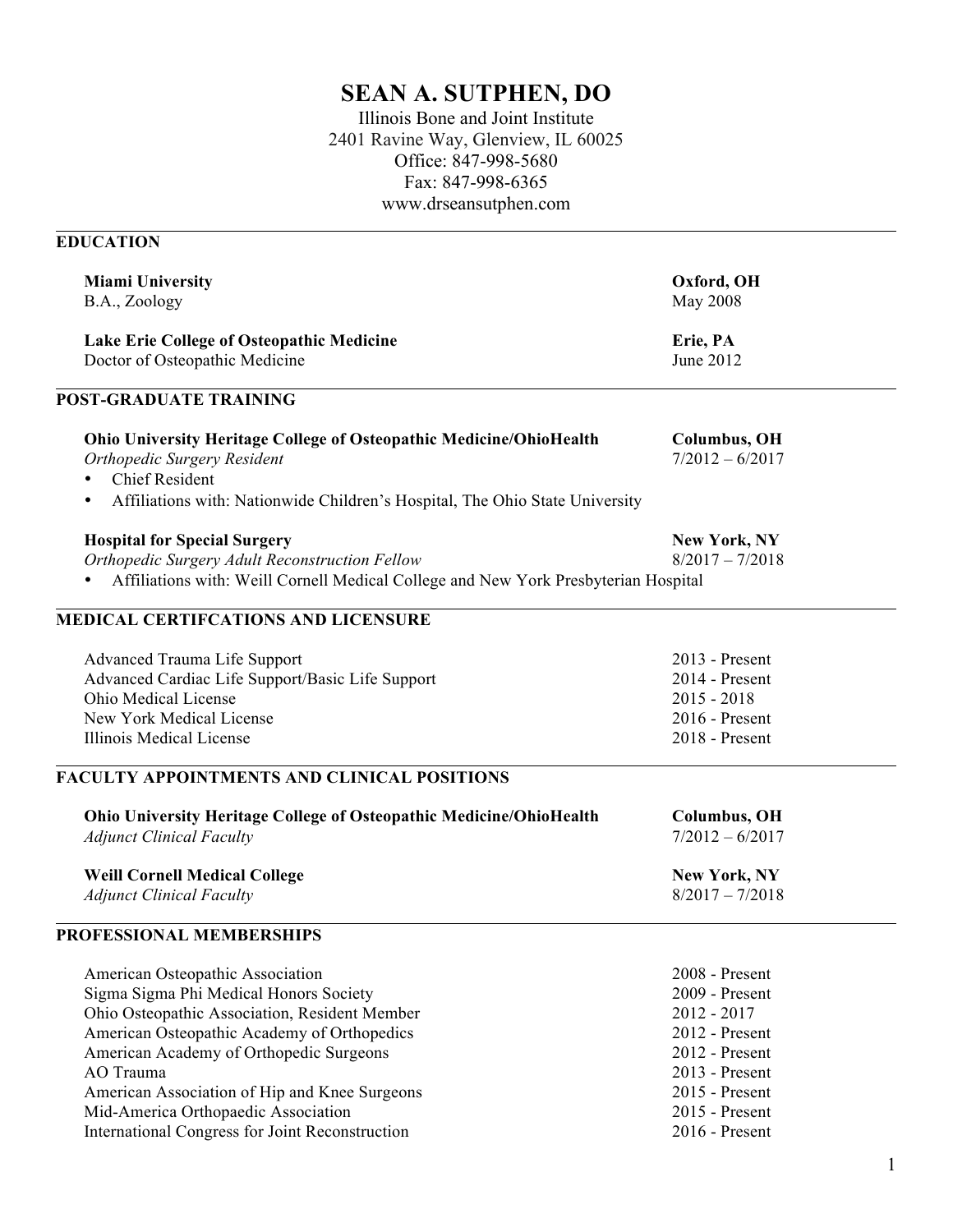# SEAN A. SUTPHEN, DO

Illinois Bone and Joint Institute
2401 Ravine Way, Glenview, IL 60025
Office: 847-998-5680
Fax: 847-998-6365
www.drseansutphen.com

## EDUCATION

**Miami University** — **Oxford, OH**
B.A., Zoology — May 2008

**Lake Erie College of Osteopathic Medicine** — **Erie, PA**
Doctor of Osteopathic Medicine — June 2012

## POST-GRADUATE TRAINING

**Ohio University Heritage College of Osteopathic Medicine/OhioHealth** — **Columbus, OH**
*Orthopedic Surgery Resident* — 7/2012 – 6/2017

- Chief Resident
- Affiliations with: Nationwide Children's Hospital, The Ohio State University

**Hospital for Special Surgery** — **New York, NY**
*Orthopedic Surgery Adult Reconstruction Fellow* — 8/2017 – 7/2018

- Affiliations with: Weill Cornell Medical College and New York Presbyterian Hospital

## MEDICAL CERTIFCATIONS AND LICENSURE

| | |
|---|---|
| Advanced Trauma Life Support | 2013 - Present |
| Advanced Cardiac Life Support/Basic Life Support | 2014 - Present |
| Ohio Medical License | 2015 - 2018 |
| New York Medical License | 2016 - Present |
| Illinois Medical License | 2018 - Present |

## FACULTY APPOINTMENTS AND CLINICAL POSITIONS

**Ohio University Heritage College of Osteopathic Medicine/OhioHealth** — **Columbus, OH**
*Adjunct Clinical Faculty* — 7/2012 – 6/2017

**Weill Cornell Medical College** — **New York, NY**
*Adjunct Clinical Faculty* — 8/2017 – 7/2018

## PROFESSIONAL MEMBERSHIPS

| | |
|---|---|
| American Osteopathic Association | 2008 - Present |
| Sigma Sigma Phi Medical Honors Society | 2009 - Present |
| Ohio Osteopathic Association, Resident Member | 2012 - 2017 |
| American Osteopathic Academy of Orthopedics | 2012 - Present |
| American Academy of Orthopedic Surgeons | 2012 - Present |
| AO Trauma | 2013 - Present |
| American Association of Hip and Knee Surgeons | 2015 - Present |
| Mid-America Orthopaedic Association | 2015 - Present |
| International Congress for Joint Reconstruction | 2016 - Present |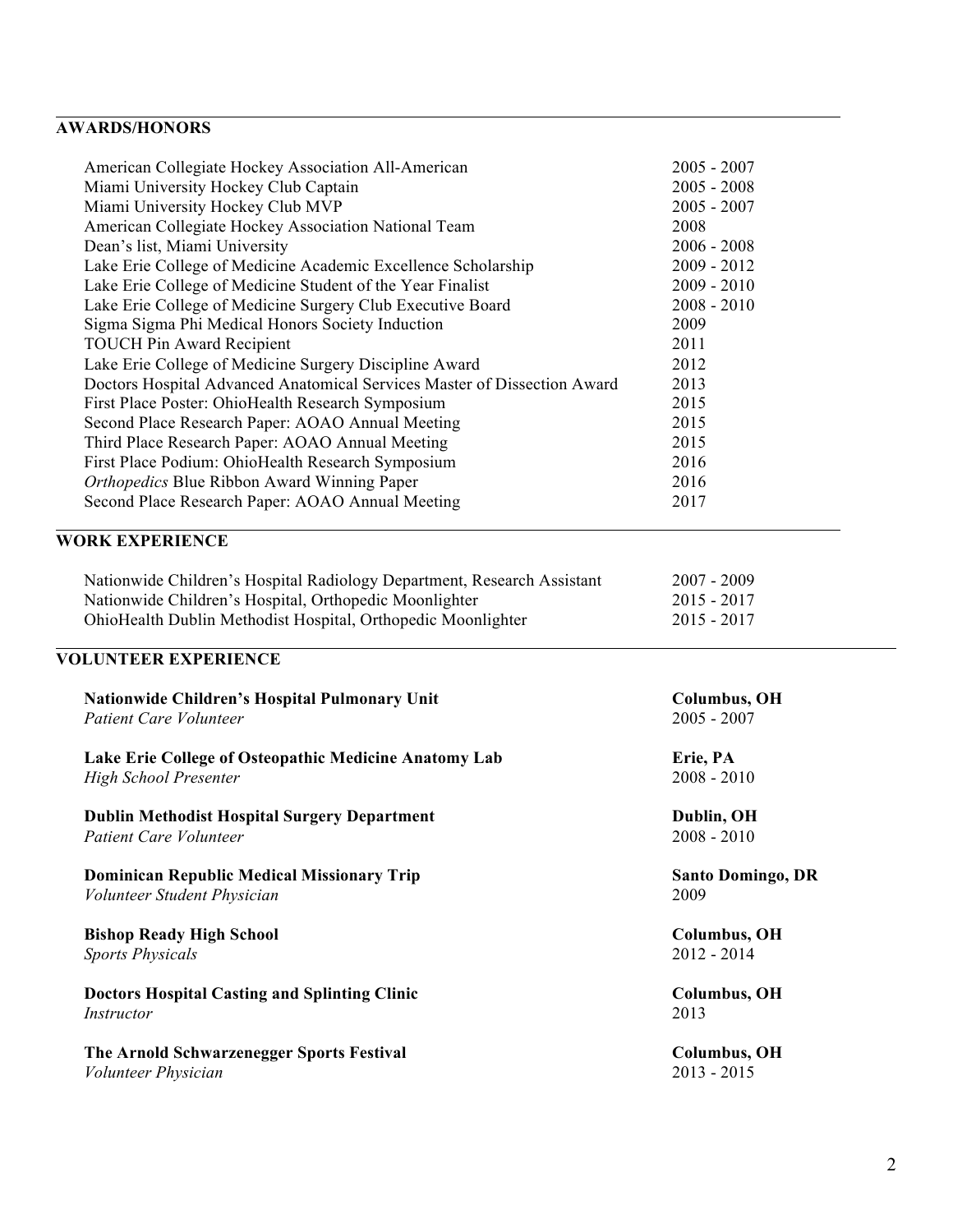## AWARDS/HONORS

| | |
|---|---|
| American Collegiate Hockey Association All-American | 2005 - 2007 |
| Miami University Hockey Club Captain | 2005 - 2008 |
| Miami University Hockey Club MVP | 2005 - 2007 |
| American Collegiate Hockey Association National Team | 2008 |
| Dean's list, Miami University | 2006 - 2008 |
| Lake Erie College of Medicine Academic Excellence Scholarship | 2009 - 2012 |
| Lake Erie College of Medicine Student of the Year Finalist | 2009 - 2010 |
| Lake Erie College of Medicine Surgery Club Executive Board | 2008 - 2010 |
| Sigma Sigma Phi Medical Honors Society Induction | 2009 |
| TOUCH Pin Award Recipient | 2011 |
| Lake Erie College of Medicine Surgery Discipline Award | 2012 |
| Doctors Hospital Advanced Anatomical Services Master of Dissection Award | 2013 |
| First Place Poster: OhioHealth Research Symposium | 2015 |
| Second Place Research Paper: AOAO Annual Meeting | 2015 |
| Third Place Research Paper: AOAO Annual Meeting | 2015 |
| First Place Podium: OhioHealth Research Symposium | 2016 |
| *Orthopedics* Blue Ribbon Award Winning Paper | 2016 |
| Second Place Research Paper: AOAO Annual Meeting | 2017 |

## WORK EXPERIENCE

| | |
|---|---|
| Nationwide Children's Hospital Radiology Department, Research Assistant | 2007 - 2009 |
| Nationwide Children's Hospital, Orthopedic Moonlighter | 2015 - 2017 |
| OhioHealth Dublin Methodist Hospital, Orthopedic Moonlighter | 2015 - 2017 |

## VOLUNTEER EXPERIENCE

**Nationwide Children's Hospital Pulmonary Unit** — **Columbus, OH**
*Patient Care Volunteer* — 2005 - 2007

**Lake Erie College of Osteopathic Medicine Anatomy Lab** — **Erie, PA**
*High School Presenter* — 2008 - 2010

**Dublin Methodist Hospital Surgery Department** — **Dublin, OH**
*Patient Care Volunteer* — 2008 - 2010

**Dominican Republic Medical Missionary Trip** — **Santo Domingo, DR**
*Volunteer Student Physician* — 2009

**Bishop Ready High School** — **Columbus, OH**
*Sports Physicals* — 2012 - 2014

**Doctors Hospital Casting and Splinting Clinic** — **Columbus, OH**
*Instructor* — 2013

**The Arnold Schwarzenegger Sports Festival** — **Columbus, OH**
*Volunteer Physician* — 2013 - 2015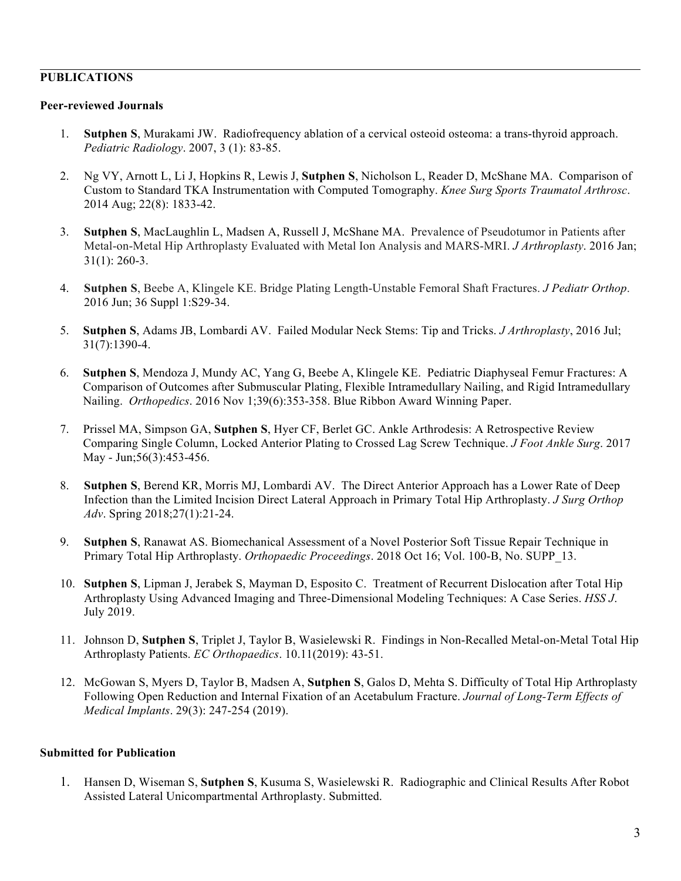## PUBLICATIONS

### Peer-reviewed Journals

1. **Sutphen S**, Murakami JW. Radiofrequency ablation of a cervical osteoid osteoma: a trans-thyroid approach. *Pediatric Radiology*. 2007, 3 (1): 83-85.

2. Ng VY, Arnott L, Li J, Hopkins R, Lewis J, **Sutphen S**, Nicholson L, Reader D, McShane MA. Comparison of Custom to Standard TKA Instrumentation with Computed Tomography. *Knee Surg Sports Traumatol Arthrosc*. 2014 Aug; 22(8): 1833-42.

3. **Sutphen S**, MacLaughlin L, Madsen A, Russell J, McShane MA. Prevalence of Pseudotumor in Patients after Metal-on-Metal Hip Arthroplasty Evaluated with Metal Ion Analysis and MARS-MRI. *J Arthroplasty*. 2016 Jan; 31(1): 260-3.

4. **Sutphen S**, Beebe A, Klingele KE. Bridge Plating Length-Unstable Femoral Shaft Fractures. *J Pediatr Orthop*. 2016 Jun; 36 Suppl 1:S29-34.

5. **Sutphen S**, Adams JB, Lombardi AV. Failed Modular Neck Stems: Tip and Tricks. *J Arthroplasty*, 2016 Jul; 31(7):1390-4.

6. **Sutphen S**, Mendoza J, Mundy AC, Yang G, Beebe A, Klingele KE. Pediatric Diaphyseal Femur Fractures: A Comparison of Outcomes after Submuscular Plating, Flexible Intramedullary Nailing, and Rigid Intramedullary Nailing. *Orthopedics*. 2016 Nov 1;39(6):353-358. Blue Ribbon Award Winning Paper.

7. Prissel MA, Simpson GA, **Sutphen S**, Hyer CF, Berlet GC. Ankle Arthrodesis: A Retrospective Review Comparing Single Column, Locked Anterior Plating to Crossed Lag Screw Technique. *J Foot Ankle Surg*. 2017 May - Jun;56(3):453-456.

8. **Sutphen S**, Berend KR, Morris MJ, Lombardi AV. The Direct Anterior Approach has a Lower Rate of Deep Infection than the Limited Incision Direct Lateral Approach in Primary Total Hip Arthroplasty. *J Surg Orthop Adv*. Spring 2018;27(1):21-24.

9. **Sutphen S**, Ranawat AS. Biomechanical Assessment of a Novel Posterior Soft Tissue Repair Technique in Primary Total Hip Arthroplasty. *Orthopaedic Proceedings*. 2018 Oct 16; Vol. 100-B, No. SUPP_13.

10. **Sutphen S**, Lipman J, Jerabek S, Mayman D, Esposito C. Treatment of Recurrent Dislocation after Total Hip Arthroplasty Using Advanced Imaging and Three-Dimensional Modeling Techniques: A Case Series. *HSS J*. July 2019.

11. Johnson D, **Sutphen S**, Triplet J, Taylor B, Wasielewski R. Findings in Non-Recalled Metal-on-Metal Total Hip Arthroplasty Patients. *EC Orthopaedics*. 10.11(2019): 43-51.

12. McGowan S, Myers D, Taylor B, Madsen A, **Sutphen S**, Galos D, Mehta S. Difficulty of Total Hip Arthroplasty Following Open Reduction and Internal Fixation of an Acetabulum Fracture. *Journal of Long-Term Effects of Medical Implants*. 29(3): 247-254 (2019).

### Submitted for Publication

1. Hansen D, Wiseman S, **Sutphen S**, Kusuma S, Wasielewski R. Radiographic and Clinical Results After Robot Assisted Lateral Unicompartmental Arthroplasty. Submitted.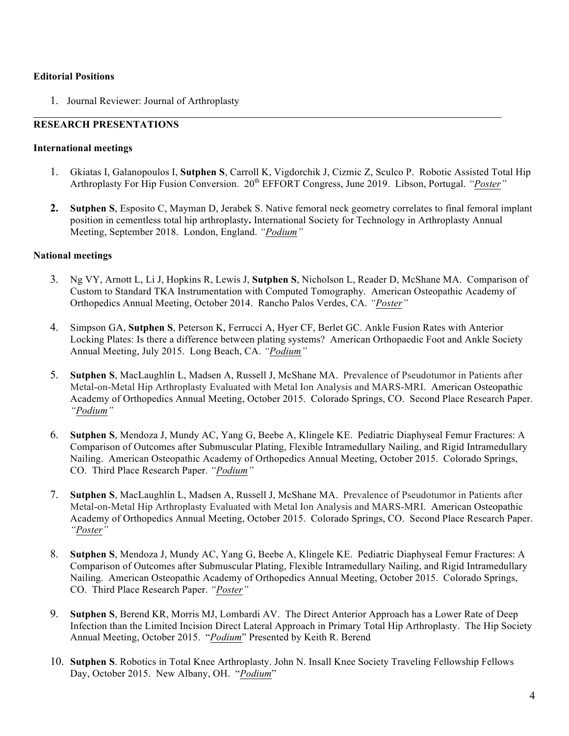**Editorial Positions**

1. Journal Reviewer: Journal of Arthroplasty

---

**RESEARCH PRESENTATIONS**

**International meetings**

1. Gkiatas I, Galanopoulos I, **Sutphen S**, Carroll K, Vigdorchik J, Cizmic Z, Sculco P. Robotic Assisted Total Hip Arthroplasty For Hip Fusion Conversion. 20th EFFORT Congress, June 2019. Libson, Portugal. *"Poster"*

2. **Sutphen S**, Esposito C, Mayman D, Jerabek S. Native femoral neck geometry correlates to final femoral implant position in cementless total hip arthroplasty**.** International Society for Technology in Arthroplasty Annual Meeting, September 2018. London, England. *"Podium"*

**National meetings**

3. Ng VY, Arnott L, Li J, Hopkins R, Lewis J, **Sutphen S**, Nicholson L, Reader D, McShane MA. Comparison of Custom to Standard TKA Instrumentation with Computed Tomography. American Osteopathic Academy of Orthopedics Annual Meeting, October 2014. Rancho Palos Verdes, CA. *"Poster"*

4. Simpson GA, **Sutphen S**, Peterson K, Ferrucci A, Hyer CF, Berlet GC. Ankle Fusion Rates with Anterior Locking Plates: Is there a difference between plating systems? American Orthopaedic Foot and Ankle Society Annual Meeting, July 2015. Long Beach, CA. *"Podium"*

5. **Sutphen S**, MacLaughlin L, Madsen A, Russell J, McShane MA. Prevalence of Pseudotumor in Patients after Metal-on-Metal Hip Arthroplasty Evaluated with Metal Ion Analysis and MARS-MRI. American Osteopathic Academy of Orthopedics Annual Meeting, October 2015. Colorado Springs, CO. Second Place Research Paper. *"Podium"*

6. **Sutphen S**, Mendoza J, Mundy AC, Yang G, Beebe A, Klingele KE. Pediatric Diaphyseal Femur Fractures: A Comparison of Outcomes after Submuscular Plating, Flexible Intramedullary Nailing, and Rigid Intramedullary Nailing. American Osteopathic Academy of Orthopedics Annual Meeting, October 2015. Colorado Springs, CO. Third Place Research Paper. *"Podium"*

7. **Sutphen S**, MacLaughlin L, Madsen A, Russell J, McShane MA. Prevalence of Pseudotumor in Patients after Metal-on-Metal Hip Arthroplasty Evaluated with Metal Ion Analysis and MARS-MRI. American Osteopathic Academy of Orthopedics Annual Meeting, October 2015. Colorado Springs, CO. Second Place Research Paper. *"Poster"*

8. **Sutphen S**, Mendoza J, Mundy AC, Yang G, Beebe A, Klingele KE. Pediatric Diaphyseal Femur Fractures: A Comparison of Outcomes after Submuscular Plating, Flexible Intramedullary Nailing, and Rigid Intramedullary Nailing. American Osteopathic Academy of Orthopedics Annual Meeting, October 2015. Colorado Springs, CO. Third Place Research Paper. *"Poster"*

9. **Sutphen S**, Berend KR, Morris MJ, Lombardi AV. The Direct Anterior Approach has a Lower Rate of Deep Infection than the Limited Incision Direct Lateral Approach in Primary Total Hip Arthroplasty. The Hip Society Annual Meeting, October 2015. "*Podium*" Presented by Keith R. Berend

10. **Sutphen S**. Robotics in Total Knee Arthroplasty. John N. Insall Knee Society Traveling Fellowship Fellows Day, October 2015. New Albany, OH. "*Podium*"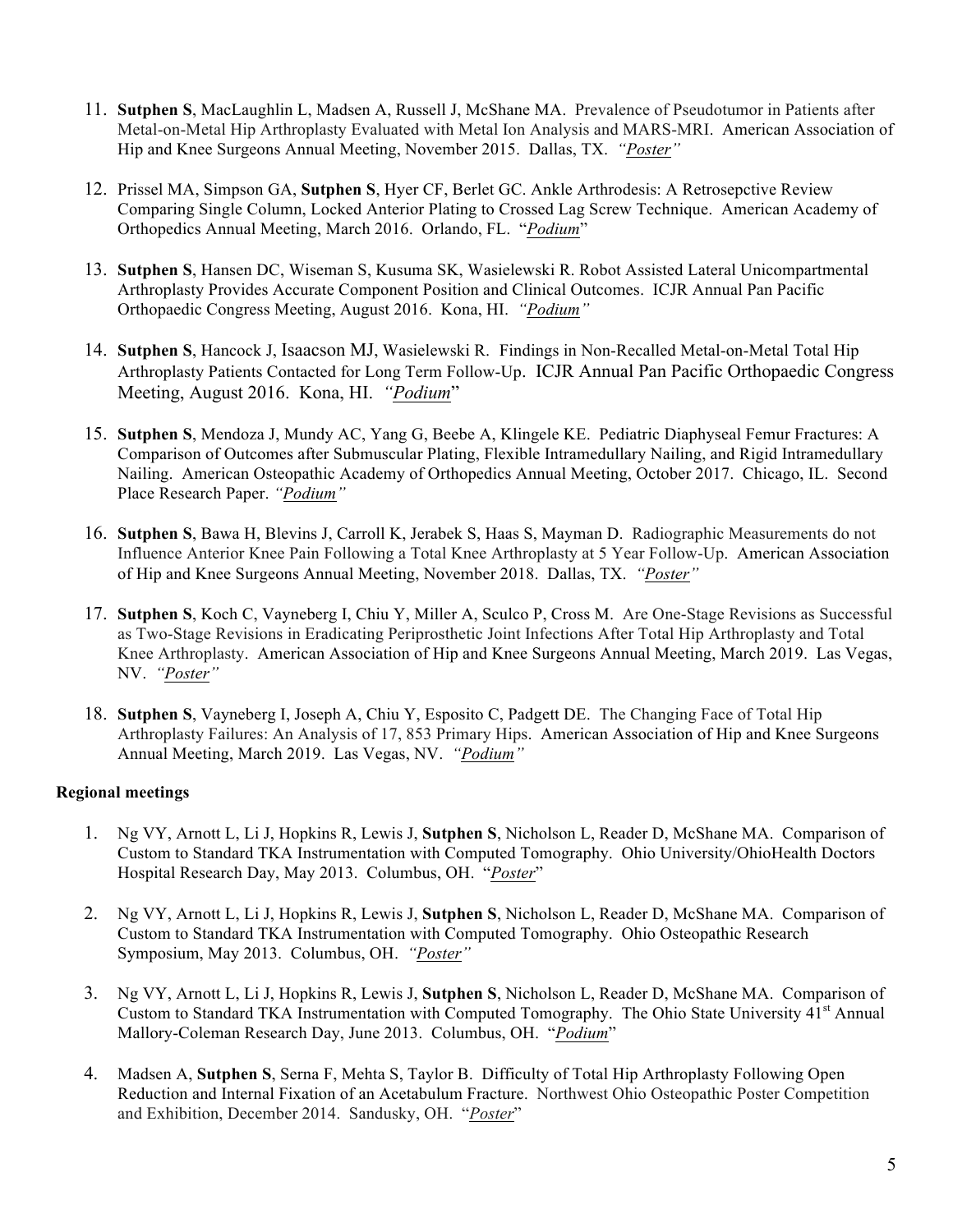11. **Sutphen S**, MacLaughlin L, Madsen A, Russell J, McShane MA. Prevalence of Pseudotumor in Patients after Metal-on-Metal Hip Arthroplasty Evaluated with Metal Ion Analysis and MARS-MRI. American Association of Hip and Knee Surgeons Annual Meeting, November 2015. Dallas, TX. *"Poster"*

12. Prissel MA, Simpson GA, **Sutphen S**, Hyer CF, Berlet GC. Ankle Arthrodesis: A Retrosepctive Review Comparing Single Column, Locked Anterior Plating to Crossed Lag Screw Technique. American Academy of Orthopedics Annual Meeting, March 2016. Orlando, FL. "*Podium*"

13. **Sutphen S**, Hansen DC, Wiseman S, Kusuma SK, Wasielewski R. Robot Assisted Lateral Unicompartmental Arthroplasty Provides Accurate Component Position and Clinical Outcomes. ICJR Annual Pan Pacific Orthopaedic Congress Meeting, August 2016. Kona, HI. *"Podium"*

14. **Sutphen S**, Hancock J, Isaacson MJ, Wasielewski R. Findings in Non-Recalled Metal-on-Metal Total Hip Arthroplasty Patients Contacted for Long Term Follow-Up. ICJR Annual Pan Pacific Orthopaedic Congress Meeting, August 2016. Kona, HI. *"Podium"*

15. **Sutphen S**, Mendoza J, Mundy AC, Yang G, Beebe A, Klingele KE. Pediatric Diaphyseal Femur Fractures: A Comparison of Outcomes after Submuscular Plating, Flexible Intramedullary Nailing, and Rigid Intramedullary Nailing. American Osteopathic Academy of Orthopedics Annual Meeting, October 2017. Chicago, IL. Second Place Research Paper. *"Podium"*

16. **Sutphen S**, Bawa H, Blevins J, Carroll K, Jerabek S, Haas S, Mayman D. Radiographic Measurements do not Influence Anterior Knee Pain Following a Total Knee Arthroplasty at 5 Year Follow-Up. American Association of Hip and Knee Surgeons Annual Meeting, November 2018. Dallas, TX. *"Poster"*

17. **Sutphen S**, Koch C, Vayneberg I, Chiu Y, Miller A, Sculco P, Cross M. Are One-Stage Revisions as Successful as Two-Stage Revisions in Eradicating Periprosthetic Joint Infections After Total Hip Arthroplasty and Total Knee Arthroplasty. American Association of Hip and Knee Surgeons Annual Meeting, March 2019. Las Vegas, NV. *"Poster"*

18. **Sutphen S**, Vayneberg I, Joseph A, Chiu Y, Esposito C, Padgett DE. The Changing Face of Total Hip Arthroplasty Failures: An Analysis of 17, 853 Primary Hips. American Association of Hip and Knee Surgeons Annual Meeting, March 2019. Las Vegas, NV. *"Podium"*

**Regional meetings**

1. Ng VY, Arnott L, Li J, Hopkins R, Lewis J, **Sutphen S**, Nicholson L, Reader D, McShane MA. Comparison of Custom to Standard TKA Instrumentation with Computed Tomography. Ohio University/OhioHealth Doctors Hospital Research Day, May 2013. Columbus, OH. "*Poster*"

2. Ng VY, Arnott L, Li J, Hopkins R, Lewis J, **Sutphen S**, Nicholson L, Reader D, McShane MA. Comparison of Custom to Standard TKA Instrumentation with Computed Tomography. Ohio Osteopathic Research Symposium, May 2013. Columbus, OH. *"Poster"*

3. Ng VY, Arnott L, Li J, Hopkins R, Lewis J, **Sutphen S**, Nicholson L, Reader D, McShane MA. Comparison of Custom to Standard TKA Instrumentation with Computed Tomography. The Ohio State University 41st Annual Mallory-Coleman Research Day, June 2013. Columbus, OH. "*Podium*"

4. Madsen A, **Sutphen S**, Serna F, Mehta S, Taylor B. Difficulty of Total Hip Arthroplasty Following Open Reduction and Internal Fixation of an Acetabulum Fracture. Northwest Ohio Osteopathic Poster Competition and Exhibition, December 2014. Sandusky, OH. "*Poster*"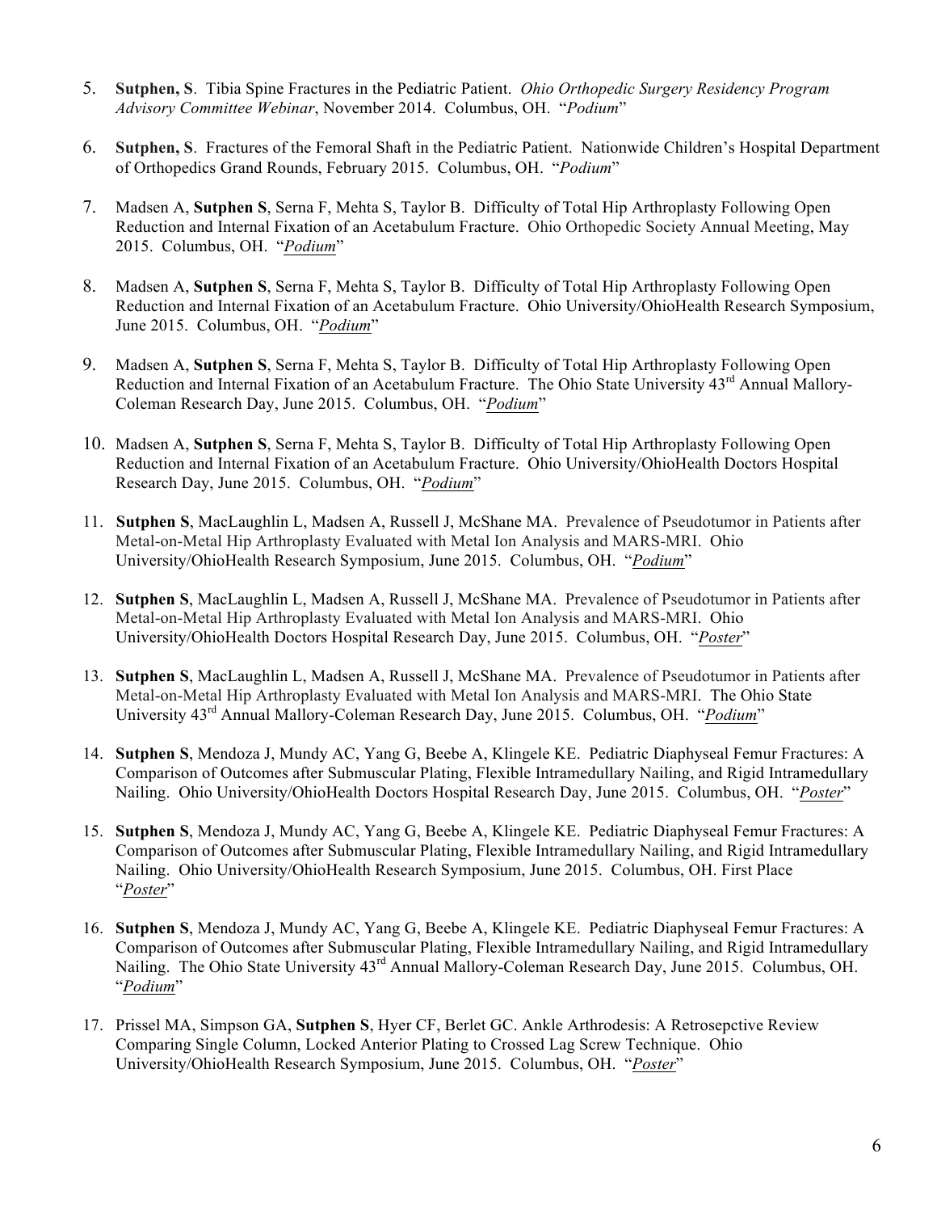5. **Sutphen, S**. Tibia Spine Fractures in the Pediatric Patient. *Ohio Orthopedic Surgery Residency Program Advisory Committee Webinar*, November 2014. Columbus, OH. "*Podium*"

6. **Sutphen, S**. Fractures of the Femoral Shaft in the Pediatric Patient. Nationwide Children's Hospital Department of Orthopedics Grand Rounds, February 2015. Columbus, OH. "*Podium*"

7. Madsen A, **Sutphen S**, Serna F, Mehta S, Taylor B. Difficulty of Total Hip Arthroplasty Following Open Reduction and Internal Fixation of an Acetabulum Fracture. Ohio Orthopedic Society Annual Meeting, May 2015. Columbus, OH. "*Podium*"

8. Madsen A, **Sutphen S**, Serna F, Mehta S, Taylor B. Difficulty of Total Hip Arthroplasty Following Open Reduction and Internal Fixation of an Acetabulum Fracture. Ohio University/OhioHealth Research Symposium, June 2015. Columbus, OH. "*Podium*"

9. Madsen A, **Sutphen S**, Serna F, Mehta S, Taylor B. Difficulty of Total Hip Arthroplasty Following Open Reduction and Internal Fixation of an Acetabulum Fracture. The Ohio State University 43rd Annual Mallory-Coleman Research Day, June 2015. Columbus, OH. "*Podium*"

10. Madsen A, **Sutphen S**, Serna F, Mehta S, Taylor B. Difficulty of Total Hip Arthroplasty Following Open Reduction and Internal Fixation of an Acetabulum Fracture. Ohio University/OhioHealth Doctors Hospital Research Day, June 2015. Columbus, OH. "*Podium*"

11. **Sutphen S**, MacLaughlin L, Madsen A, Russell J, McShane MA. Prevalence of Pseudotumor in Patients after Metal-on-Metal Hip Arthroplasty Evaluated with Metal Ion Analysis and MARS-MRI. Ohio University/OhioHealth Research Symposium, June 2015. Columbus, OH. "*Podium*"

12. **Sutphen S**, MacLaughlin L, Madsen A, Russell J, McShane MA. Prevalence of Pseudotumor in Patients after Metal-on-Metal Hip Arthroplasty Evaluated with Metal Ion Analysis and MARS-MRI. Ohio University/OhioHealth Doctors Hospital Research Day, June 2015. Columbus, OH. "*Poster*"

13. **Sutphen S**, MacLaughlin L, Madsen A, Russell J, McShane MA. Prevalence of Pseudotumor in Patients after Metal-on-Metal Hip Arthroplasty Evaluated with Metal Ion Analysis and MARS-MRI. The Ohio State University 43rd Annual Mallory-Coleman Research Day, June 2015. Columbus, OH. "*Podium*"

14. **Sutphen S**, Mendoza J, Mundy AC, Yang G, Beebe A, Klingele KE. Pediatric Diaphyseal Femur Fractures: A Comparison of Outcomes after Submuscular Plating, Flexible Intramedullary Nailing, and Rigid Intramedullary Nailing. Ohio University/OhioHealth Doctors Hospital Research Day, June 2015. Columbus, OH. "*Poster*"

15. **Sutphen S**, Mendoza J, Mundy AC, Yang G, Beebe A, Klingele KE. Pediatric Diaphyseal Femur Fractures: A Comparison of Outcomes after Submuscular Plating, Flexible Intramedullary Nailing, and Rigid Intramedullary Nailing. Ohio University/OhioHealth Research Symposium, June 2015. Columbus, OH. First Place "*Poster*"

16. **Sutphen S**, Mendoza J, Mundy AC, Yang G, Beebe A, Klingele KE. Pediatric Diaphyseal Femur Fractures: A Comparison of Outcomes after Submuscular Plating, Flexible Intramedullary Nailing, and Rigid Intramedullary Nailing. The Ohio State University 43rd Annual Mallory-Coleman Research Day, June 2015. Columbus, OH. "*Podium*"

17. Prissel MA, Simpson GA, **Sutphen S**, Hyer CF, Berlet GC. Ankle Arthrodesis: A Retrosepctive Review Comparing Single Column, Locked Anterior Plating to Crossed Lag Screw Technique. Ohio University/OhioHealth Research Symposium, June 2015. Columbus, OH. "*Poster*"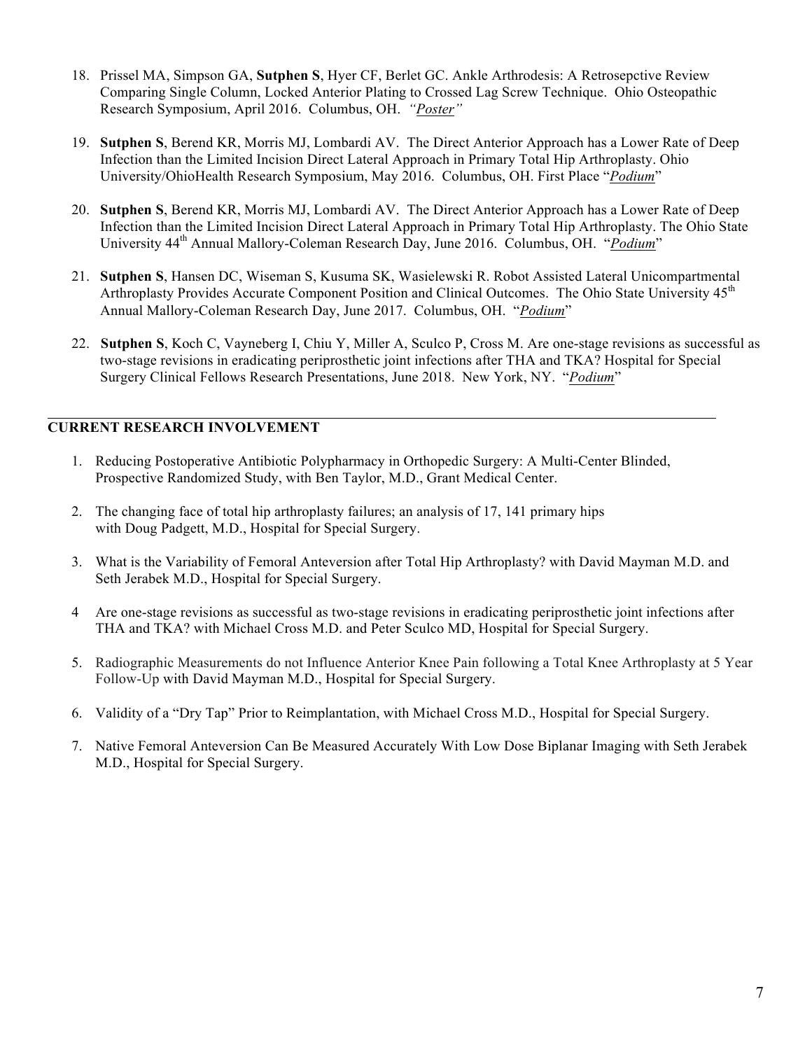18. Prissel MA, Simpson GA, **Sutphen S**, Hyer CF, Berlet GC. Ankle Arthrodesis: A Retrosepctive Review Comparing Single Column, Locked Anterior Plating to Crossed Lag Screw Technique. Ohio Osteopathic Research Symposium, April 2016. Columbus, OH. *"Poster"*

19. **Sutphen S**, Berend KR, Morris MJ, Lombardi AV. The Direct Anterior Approach has a Lower Rate of Deep Infection than the Limited Incision Direct Lateral Approach in Primary Total Hip Arthroplasty. Ohio University/OhioHealth Research Symposium, May 2016. Columbus, OH. First Place "*Podium*"

20. **Sutphen S**, Berend KR, Morris MJ, Lombardi AV. The Direct Anterior Approach has a Lower Rate of Deep Infection than the Limited Incision Direct Lateral Approach in Primary Total Hip Arthroplasty. The Ohio State University 44th Annual Mallory-Coleman Research Day, June 2016. Columbus, OH. "*Podium*"

21. **Sutphen S**, Hansen DC, Wiseman S, Kusuma SK, Wasielewski R. Robot Assisted Lateral Unicompartmental Arthroplasty Provides Accurate Component Position and Clinical Outcomes. The Ohio State University 45th Annual Mallory-Coleman Research Day, June 2017. Columbus, OH. "*Podium*"

22. **Sutphen S**, Koch C, Vayneberg I, Chiu Y, Miller A, Sculco P, Cross M. Are one-stage revisions as successful as two-stage revisions in eradicating periprosthetic joint infections after THA and TKA? Hospital for Special Surgery Clinical Fellows Research Presentations, June 2018. New York, NY. "*Podium*"

## CURRENT RESEARCH INVOLVEMENT

1. Reducing Postoperative Antibiotic Polypharmacy in Orthopedic Surgery: A Multi-Center Blinded, Prospective Randomized Study, with Ben Taylor, M.D., Grant Medical Center.

2. The changing face of total hip arthroplasty failures; an analysis of 17, 141 primary hips with Doug Padgett, M.D., Hospital for Special Surgery.

3. What is the Variability of Femoral Anteversion after Total Hip Arthroplasty? with David Mayman M.D. and Seth Jerabek M.D., Hospital for Special Surgery.

4. Are one-stage revisions as successful as two-stage revisions in eradicating periprosthetic joint infections after THA and TKA? with Michael Cross M.D. and Peter Sculco MD, Hospital for Special Surgery.

5. Radiographic Measurements do not Influence Anterior Knee Pain following a Total Knee Arthroplasty at 5 Year Follow-Up with David Mayman M.D., Hospital for Special Surgery.

6. Validity of a "Dry Tap" Prior to Reimplantation, with Michael Cross M.D., Hospital for Special Surgery.

7. Native Femoral Anteversion Can Be Measured Accurately With Low Dose Biplanar Imaging with Seth Jerabek M.D., Hospital for Special Surgery.